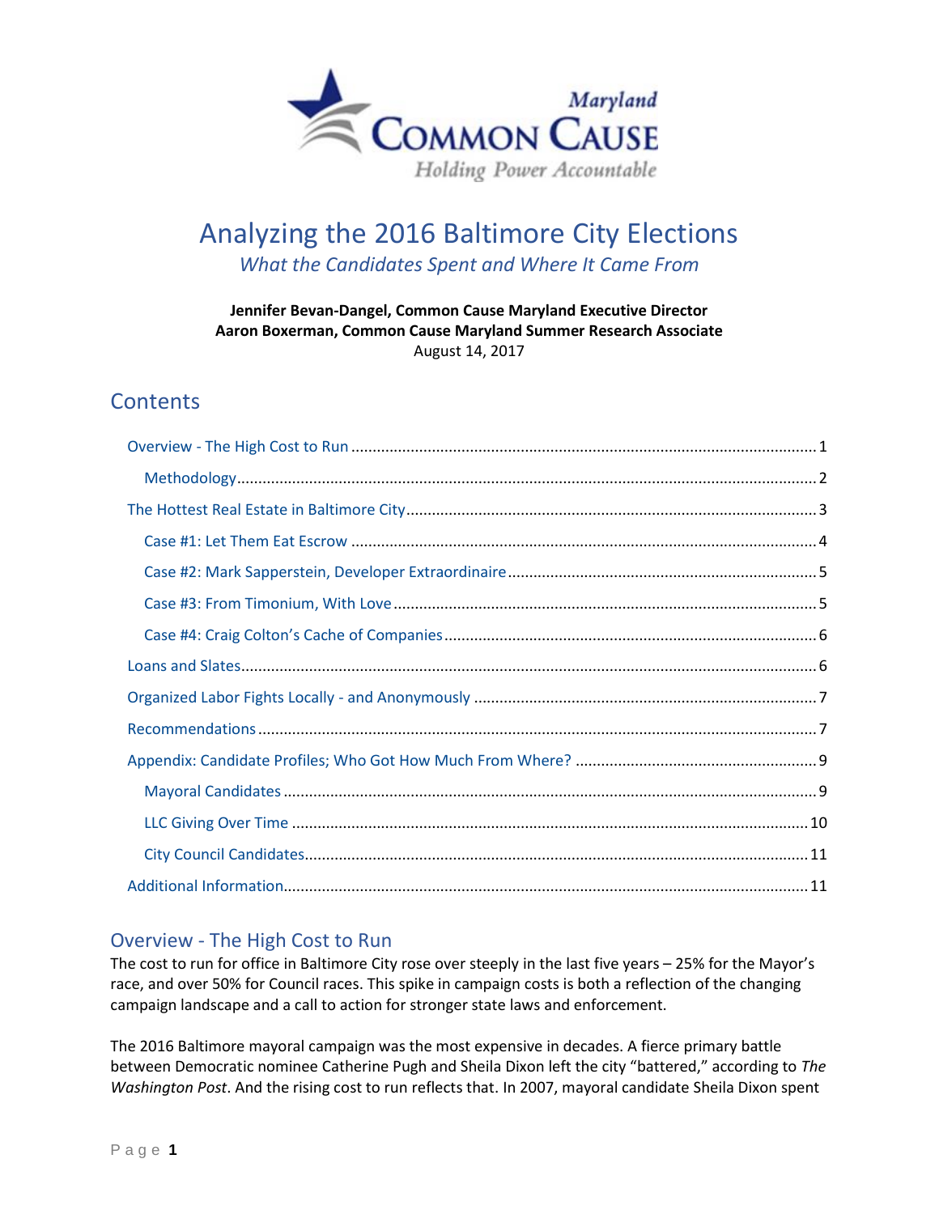Maryland

Common Cause

*Holding Power Accountable*

# Analyzing the 2016 Baltimore City Elections

*What the Candidates Spent and Where It Came From*

**Jennifer Bevan-Dangel, Common Cause Maryland Executive Director**
**Aaron Boxerman, Common Cause Maryland Summer Research Associate**
August 14, 2017

## Contents

- Overview - The High Cost to Run ..... 1
  - Methodology ..... 2
- The Hottest Real Estate in Baltimore City ..... 3
  - Case #1: Let Them Eat Escrow ..... 4
  - Case #2: Mark Sapperstein, Developer Extraordinaire ..... 5
  - Case #3: From Timonium, With Love ..... 5
  - Case #4: Craig Colton's Cache of Companies ..... 6
- Loans and Slates ..... 6
- Organized Labor Fights Locally - and Anonymously ..... 7
- Recommendations ..... 7
- Appendix: Candidate Profiles; Who Got How Much From Where? ..... 9
  - Mayoral Candidates ..... 9
  - LLC Giving Over Time ..... 10
  - City Council Candidates ..... 11
- Additional Information ..... 11

## Overview - The High Cost to Run

The cost to run for office in Baltimore City rose over steeply in the last five years – 25% for the Mayor's race, and over 50% for Council races. This spike in campaign costs is both a reflection of the changing campaign landscape and a call to action for stronger state laws and enforcement.

The 2016 Baltimore mayoral campaign was the most expensive in decades. A fierce primary battle between Democratic nominee Catherine Pugh and Sheila Dixon left the city "battered," according to *The Washington Post*. And the rising cost to run reflects that. In 2007, mayoral candidate Sheila Dixon spent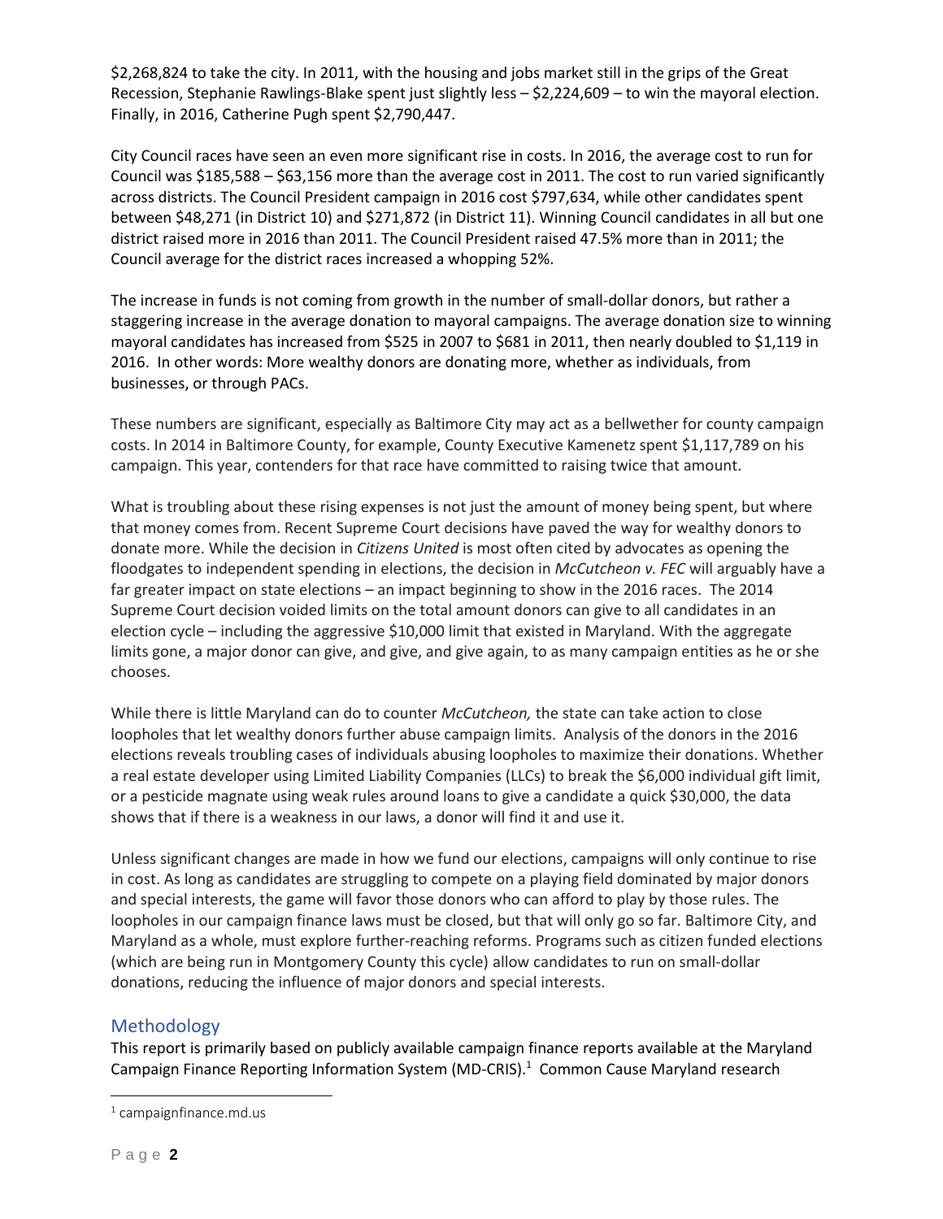$2,268,824 to take the city. In 2011, with the housing and jobs market still in the grips of the Great Recession, Stephanie Rawlings-Blake spent just slightly less – $2,224,609 – to win the mayoral election. Finally, in 2016, Catherine Pugh spent $2,790,447.

City Council races have seen an even more significant rise in costs. In 2016, the average cost to run for Council was $185,588 – $63,156 more than the average cost in 2011. The cost to run varied significantly across districts. The Council President campaign in 2016 cost $797,634, while other candidates spent between $48,271 (in District 10) and $271,872 (in District 11). Winning Council candidates in all but one district raised more in 2016 than 2011. The Council President raised 47.5% more than in 2011; the Council average for the district races increased a whopping 52%.

The increase in funds is not coming from growth in the number of small-dollar donors, but rather a staggering increase in the average donation to mayoral campaigns. The average donation size to winning mayoral candidates has increased from $525 in 2007 to $681 in 2011, then nearly doubled to $1,119 in 2016. In other words: More wealthy donors are donating more, whether as individuals, from businesses, or through PACs.

These numbers are significant, especially as Baltimore City may act as a bellwether for county campaign costs. In 2014 in Baltimore County, for example, County Executive Kamenetz spent $1,117,789 on his campaign. This year, contenders for that race have committed to raising twice that amount.

What is troubling about these rising expenses is not just the amount of money being spent, but where that money comes from. Recent Supreme Court decisions have paved the way for wealthy donors to donate more. While the decision in *Citizens United* is most often cited by advocates as opening the floodgates to independent spending in elections, the decision in *McCutcheon v. FEC* will arguably have a far greater impact on state elections – an impact beginning to show in the 2016 races. The 2014 Supreme Court decision voided limits on the total amount donors can give to all candidates in an election cycle – including the aggressive $10,000 limit that existed in Maryland. With the aggregate limits gone, a major donor can give, and give, and give again, to as many campaign entities as he or she chooses.

While there is little Maryland can do to counter *McCutcheon,* the state can take action to close loopholes that let wealthy donors further abuse campaign limits. Analysis of the donors in the 2016 elections reveals troubling cases of individuals abusing loopholes to maximize their donations. Whether a real estate developer using Limited Liability Companies (LLCs) to break the $6,000 individual gift limit, or a pesticide magnate using weak rules around loans to give a candidate a quick $30,000, the data shows that if there is a weakness in our laws, a donor will find it and use it.

Unless significant changes are made in how we fund our elections, campaigns will only continue to rise in cost. As long as candidates are struggling to compete on a playing field dominated by major donors and special interests, the game will favor those donors who can afford to play by those rules. The loopholes in our campaign finance laws must be closed, but that will only go so far. Baltimore City, and Maryland as a whole, must explore further-reaching reforms. Programs such as citizen funded elections (which are being run in Montgomery County this cycle) allow candidates to run on small-dollar donations, reducing the influence of major donors and special interests.

## Methodology

This report is primarily based on publicly available campaign finance reports available at the Maryland Campaign Finance Reporting Information System (MD-CRIS).[1] Common Cause Maryland research

[1] campaignfinance.md.us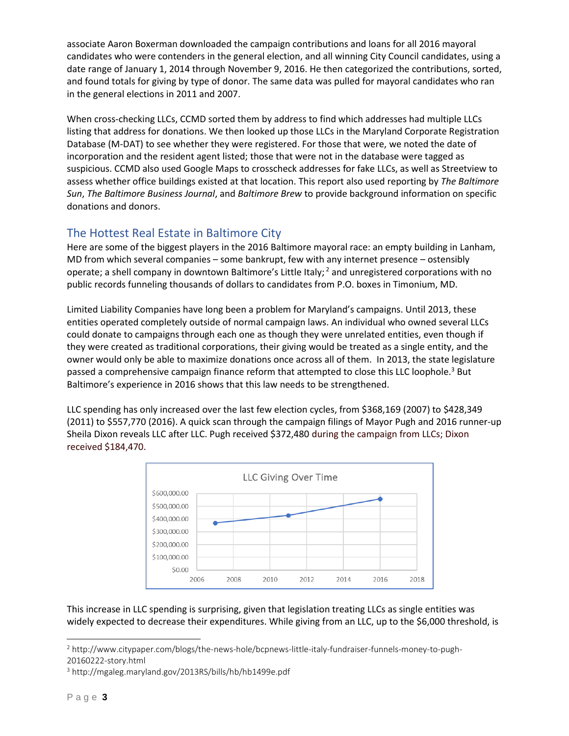associate Aaron Boxerman downloaded the campaign contributions and loans for all 2016 mayoral candidates who were contenders in the general election, and all winning City Council candidates, using a date range of January 1, 2014 through November 9, 2016. He then categorized the contributions, sorted, and found totals for giving by type of donor. The same data was pulled for mayoral candidates who ran in the general elections in 2011 and 2007.

When cross-checking LLCs, CCMD sorted them by address to find which addresses had multiple LLCs listing that address for donations. We then looked up those LLCs in the Maryland Corporate Registration Database (M-DAT) to see whether they were registered. For those that were, we noted the date of incorporation and the resident agent listed; those that were not in the database were tagged as suspicious. CCMD also used Google Maps to crosscheck addresses for fake LLCs, as well as Streetview to assess whether office buildings existed at that location. This report also used reporting by *The Baltimore Sun*, *The Baltimore Business Journal*, and *Baltimore Brew* to provide background information on specific donations and donors.

## The Hottest Real Estate in Baltimore City

Here are some of the biggest players in the 2016 Baltimore mayoral race: an empty building in Lanham, MD from which several companies – some bankrupt, few with any internet presence – ostensibly operate; a shell company in downtown Baltimore's Little Italy; [2] and unregistered corporations with no public records funneling thousands of dollars to candidates from P.O. boxes in Timonium, MD.

Limited Liability Companies have long been a problem for Maryland's campaigns. Until 2013, these entities operated completely outside of normal campaign laws. An individual who owned several LLCs could donate to campaigns through each one as though they were unrelated entities, even though if they were created as traditional corporations, their giving would be treated as a single entity, and the owner would only be able to maximize donations once across all of them. In 2013, the state legislature passed a comprehensive campaign finance reform that attempted to close this LLC loophole.[3] But Baltimore's experience in 2016 shows that this law needs to be strengthened.

LLC spending has only increased over the last few election cycles, from $368,169 (2007) to $428,349 (2011) to $557,770 (2016). A quick scan through the campaign filings of Mayor Pugh and 2016 runner-up Sheila Dixon reveals LLC after LLC. Pugh received $372,480 during the campaign from LLCs; Dixon received $184,470.

**LLC Giving Over Time**

| Year | LLC Giving |
|---|---|
| 2007 | $368,169 |
| 2011 | $428,349 |
| 2016 | $557,770 |

This increase in LLC spending is surprising, given that legislation treating LLCs as single entities was widely expected to decrease their expenditures. While giving from an LLC, up to the $6,000 threshold, is

---

[2] http://www.citypaper.com/blogs/the-news-hole/bcpnews-little-italy-fundraiser-funnels-money-to-pugh-20160222-story.html

[3] http://mgaleg.maryland.gov/2013RS/bills/hb/hb1499e.pdf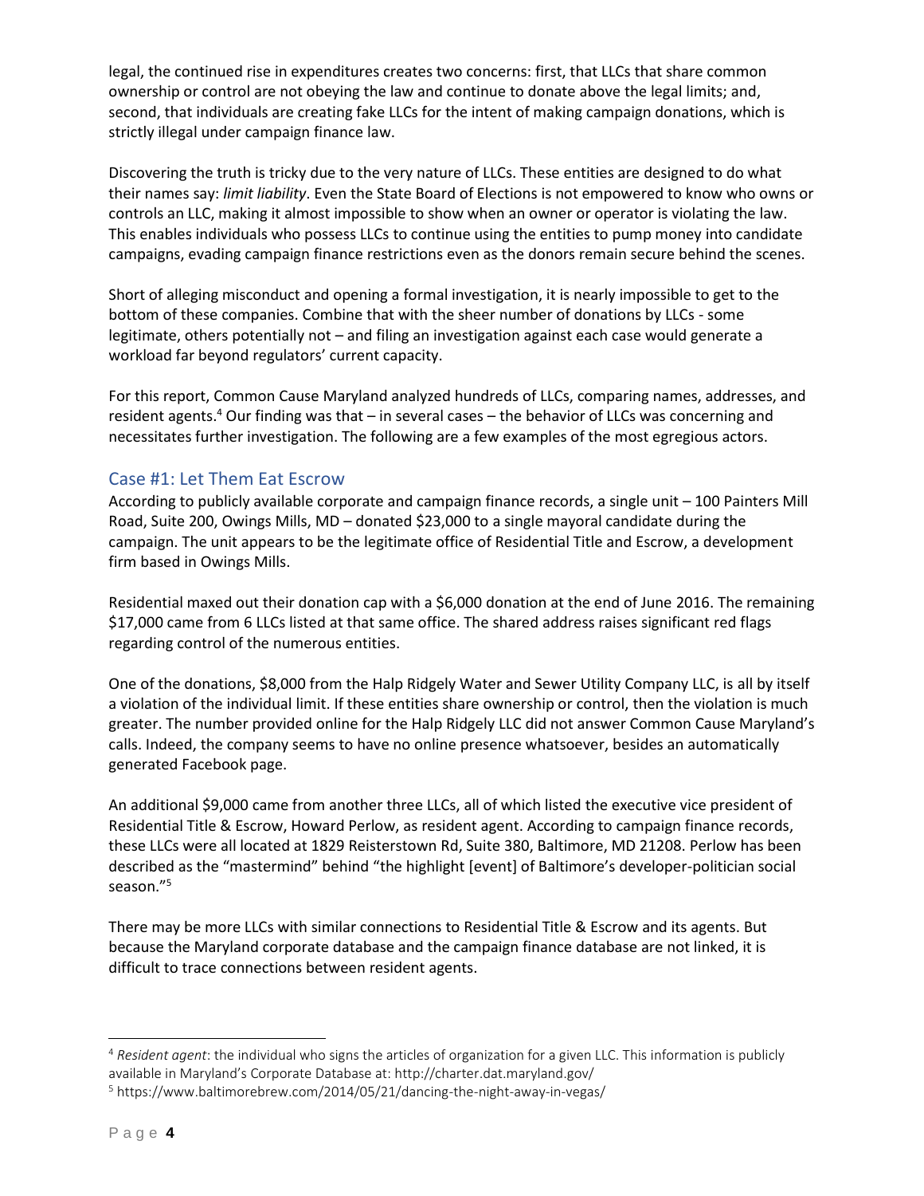legal, the continued rise in expenditures creates two concerns: first, that LLCs that share common ownership or control are not obeying the law and continue to donate above the legal limits; and, second, that individuals are creating fake LLCs for the intent of making campaign donations, which is strictly illegal under campaign finance law.

Discovering the truth is tricky due to the very nature of LLCs. These entities are designed to do what their names say: *limit liability*. Even the State Board of Elections is not empowered to know who owns or controls an LLC, making it almost impossible to show when an owner or operator is violating the law. This enables individuals who possess LLCs to continue using the entities to pump money into candidate campaigns, evading campaign finance restrictions even as the donors remain secure behind the scenes.

Short of alleging misconduct and opening a formal investigation, it is nearly impossible to get to the bottom of these companies. Combine that with the sheer number of donations by LLCs - some legitimate, others potentially not – and filing an investigation against each case would generate a workload far beyond regulators' current capacity.

For this report, Common Cause Maryland analyzed hundreds of LLCs, comparing names, addresses, and resident agents.[4] Our finding was that – in several cases – the behavior of LLCs was concerning and necessitates further investigation. The following are a few examples of the most egregious actors.

## Case #1: Let Them Eat Escrow

According to publicly available corporate and campaign finance records, a single unit – 100 Painters Mill Road, Suite 200, Owings Mills, MD – donated $23,000 to a single mayoral candidate during the campaign. The unit appears to be the legitimate office of Residential Title and Escrow, a development firm based in Owings Mills.

Residential maxed out their donation cap with a $6,000 donation at the end of June 2016. The remaining $17,000 came from 6 LLCs listed at that same office. The shared address raises significant red flags regarding control of the numerous entities.

One of the donations, $8,000 from the Halp Ridgely Water and Sewer Utility Company LLC, is all by itself a violation of the individual limit. If these entities share ownership or control, then the violation is much greater. The number provided online for the Halp Ridgely LLC did not answer Common Cause Maryland's calls. Indeed, the company seems to have no online presence whatsoever, besides an automatically generated Facebook page.

An additional $9,000 came from another three LLCs, all of which listed the executive vice president of Residential Title & Escrow, Howard Perlow, as resident agent. According to campaign finance records, these LLCs were all located at 1829 Reisterstown Rd, Suite 380, Baltimore, MD 21208. Perlow has been described as the "mastermind" behind "the highlight [event] of Baltimore's developer-politician social season."[5]

There may be more LLCs with similar connections to Residential Title & Escrow and its agents. But because the Maryland corporate database and the campaign finance database are not linked, it is difficult to trace connections between resident agents.

---

[4] *Resident agent*: the individual who signs the articles of organization for a given LLC. This information is publicly available in Maryland's Corporate Database at: http://charter.dat.maryland.gov/

[5] https://www.baltimorebrew.com/2014/05/21/dancing-the-night-away-in-vegas/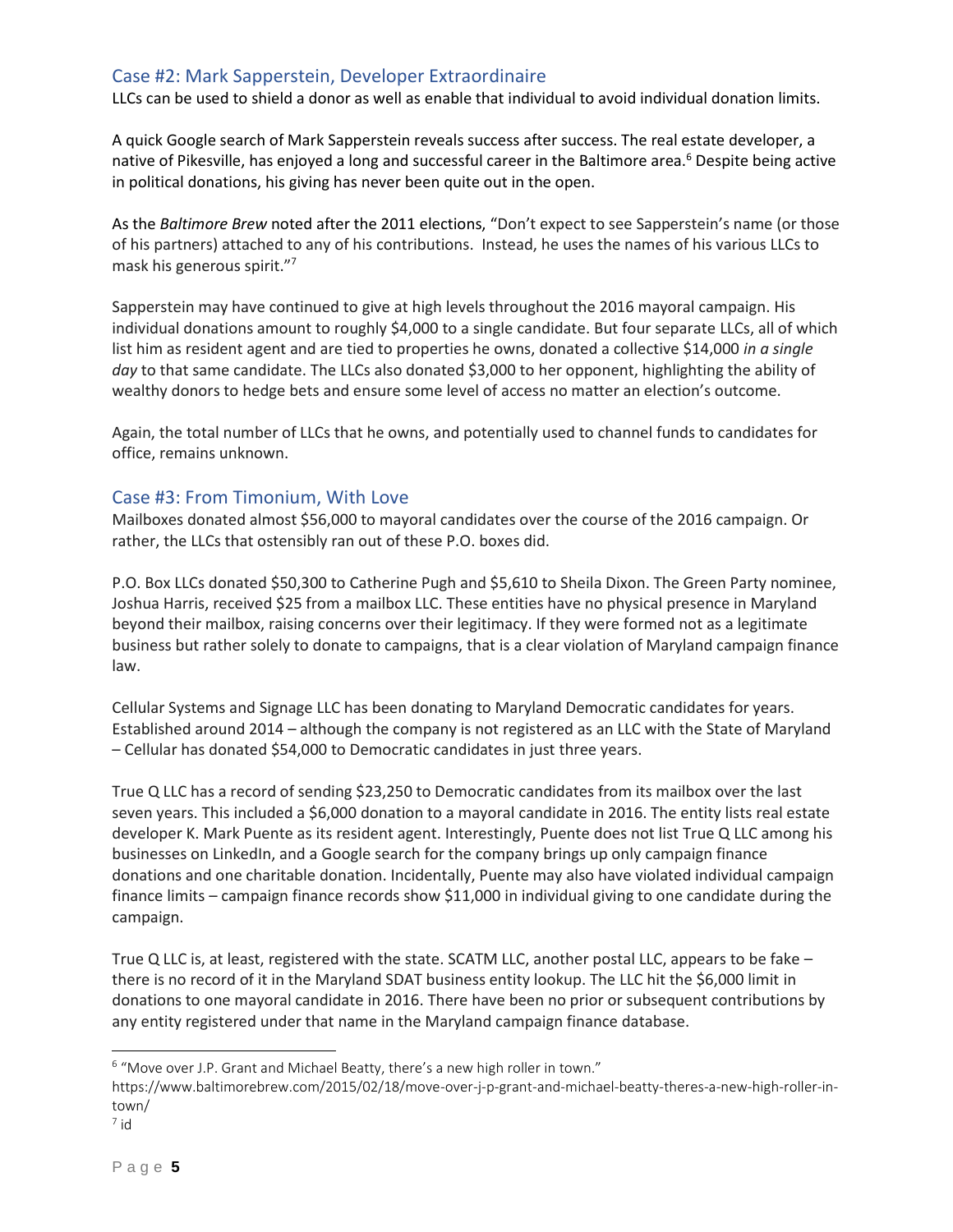## Case #2: Mark Sapperstein, Developer Extraordinaire

LLCs can be used to shield a donor as well as enable that individual to avoid individual donation limits.

A quick Google search of Mark Sapperstein reveals success after success. The real estate developer, a native of Pikesville, has enjoyed a long and successful career in the Baltimore area.[6] Despite being active in political donations, his giving has never been quite out in the open.

As the *Baltimore Brew* noted after the 2011 elections, "Don't expect to see Sapperstein's name (or those of his partners) attached to any of his contributions. Instead, he uses the names of his various LLCs to mask his generous spirit."[7]

Sapperstein may have continued to give at high levels throughout the 2016 mayoral campaign. His individual donations amount to roughly $4,000 to a single candidate. But four separate LLCs, all of which list him as resident agent and are tied to properties he owns, donated a collective $14,000 *in a single day* to that same candidate. The LLCs also donated $3,000 to her opponent, highlighting the ability of wealthy donors to hedge bets and ensure some level of access no matter an election's outcome.

Again, the total number of LLCs that he owns, and potentially used to channel funds to candidates for office, remains unknown.

## Case #3: From Timonium, With Love

Mailboxes donated almost $56,000 to mayoral candidates over the course of the 2016 campaign. Or rather, the LLCs that ostensibly ran out of these P.O. boxes did.

P.O. Box LLCs donated $50,300 to Catherine Pugh and $5,610 to Sheila Dixon. The Green Party nominee, Joshua Harris, received $25 from a mailbox LLC. These entities have no physical presence in Maryland beyond their mailbox, raising concerns over their legitimacy. If they were formed not as a legitimate business but rather solely to donate to campaigns, that is a clear violation of Maryland campaign finance law.

Cellular Systems and Signage LLC has been donating to Maryland Democratic candidates for years. Established around 2014 – although the company is not registered as an LLC with the State of Maryland – Cellular has donated $54,000 to Democratic candidates in just three years.

True Q LLC has a record of sending $23,250 to Democratic candidates from its mailbox over the last seven years. This included a $6,000 donation to a mayoral candidate in 2016. The entity lists real estate developer K. Mark Puente as its resident agent. Interestingly, Puente does not list True Q LLC among his businesses on LinkedIn, and a Google search for the company brings up only campaign finance donations and one charitable donation. Incidentally, Puente may also have violated individual campaign finance limits – campaign finance records show $11,000 in individual giving to one candidate during the campaign.

True Q LLC is, at least, registered with the state. SCATM LLC, another postal LLC, appears to be fake – there is no record of it in the Maryland SDAT business entity lookup. The LLC hit the $6,000 limit in donations to one mayoral candidate in 2016. There have been no prior or subsequent contributions by any entity registered under that name in the Maryland campaign finance database.

---

[6] "Move over J.P. Grant and Michael Beatty, there's a new high roller in town." https://www.baltimorebrew.com/2015/02/18/move-over-j-p-grant-and-michael-beatty-theres-a-new-high-roller-in-town/

[7] id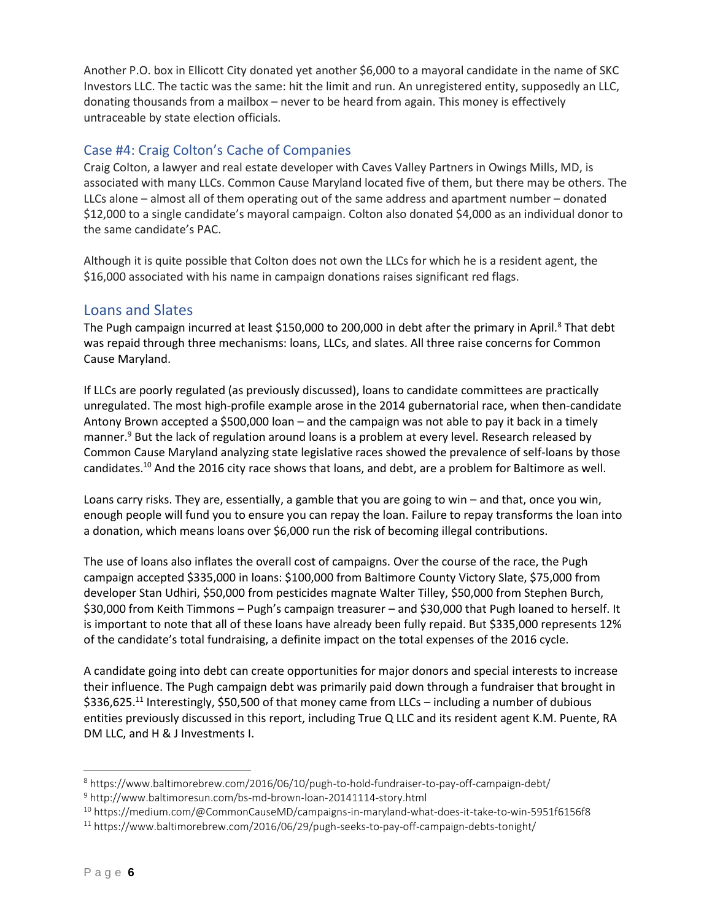Another P.O. box in Ellicott City donated yet another $6,000 to a mayoral candidate in the name of SKC Investors LLC. The tactic was the same: hit the limit and run. An unregistered entity, supposedly an LLC, donating thousands from a mailbox – never to be heard from again. This money is effectively untraceable by state election officials.

## Case #4: Craig Colton's Cache of Companies

Craig Colton, a lawyer and real estate developer with Caves Valley Partners in Owings Mills, MD, is associated with many LLCs. Common Cause Maryland located five of them, but there may be others. The LLCs alone – almost all of them operating out of the same address and apartment number – donated $12,000 to a single candidate's mayoral campaign. Colton also donated $4,000 as an individual donor to the same candidate's PAC.

Although it is quite possible that Colton does not own the LLCs for which he is a resident agent, the $16,000 associated with his name in campaign donations raises significant red flags.

## Loans and Slates

The Pugh campaign incurred at least $150,000 to 200,000 in debt after the primary in April.[8] That debt was repaid through three mechanisms: loans, LLCs, and slates. All three raise concerns for Common Cause Maryland.

If LLCs are poorly regulated (as previously discussed), loans to candidate committees are practically unregulated. The most high-profile example arose in the 2014 gubernatorial race, when then-candidate Antony Brown accepted a $500,000 loan – and the campaign was not able to pay it back in a timely manner.[9] But the lack of regulation around loans is a problem at every level. Research released by Common Cause Maryland analyzing state legislative races showed the prevalence of self-loans by those candidates.[10] And the 2016 city race shows that loans, and debt, are a problem for Baltimore as well.

Loans carry risks. They are, essentially, a gamble that you are going to win – and that, once you win, enough people will fund you to ensure you can repay the loan. Failure to repay transforms the loan into a donation, which means loans over $6,000 run the risk of becoming illegal contributions.

The use of loans also inflates the overall cost of campaigns. Over the course of the race, the Pugh campaign accepted $335,000 in loans: $100,000 from Baltimore County Victory Slate, $75,000 from developer Stan Udhiri, $50,000 from pesticides magnate Walter Tilley, $50,000 from Stephen Burch, $30,000 from Keith Timmons – Pugh's campaign treasurer – and $30,000 that Pugh loaned to herself. It is important to note that all of these loans have already been fully repaid. But $335,000 represents 12% of the candidate's total fundraising, a definite impact on the total expenses of the 2016 cycle.

A candidate going into debt can create opportunities for major donors and special interests to increase their influence. The Pugh campaign debt was primarily paid down through a fundraiser that brought in $336,625.[11] Interestingly, $50,500 of that money came from LLCs – including a number of dubious entities previously discussed in this report, including True Q LLC and its resident agent K.M. Puente, RA DM LLC, and H & J Investments I.

---

[8] https://www.baltimorebrew.com/2016/06/10/pugh-to-hold-fundraiser-to-pay-off-campaign-debt/

[9] http://www.baltimoresun.com/bs-md-brown-loan-20141114-story.html

[10] https://medium.com/@CommonCauseMD/campaigns-in-maryland-what-does-it-take-to-win-5951f6156f8

[11] https://www.baltimorebrew.com/2016/06/29/pugh-seeks-to-pay-off-campaign-debts-tonight/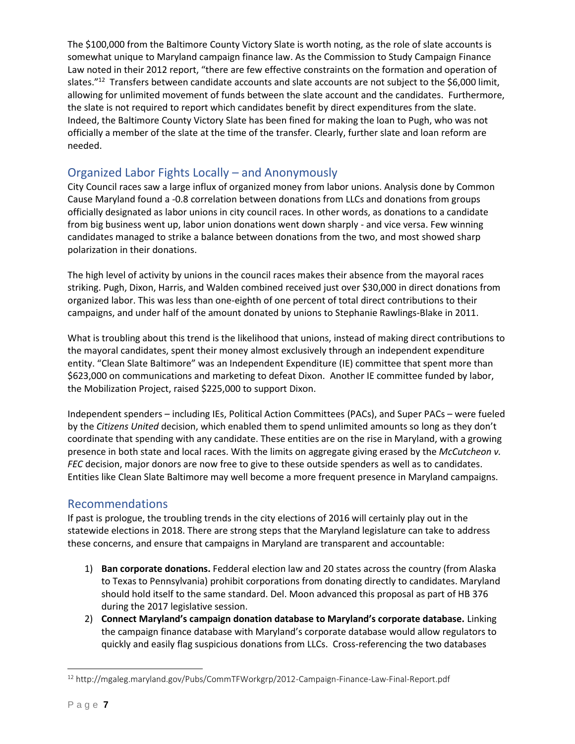The $100,000 from the Baltimore County Victory Slate is worth noting, as the role of slate accounts is somewhat unique to Maryland campaign finance law. As the Commission to Study Campaign Finance Law noted in their 2012 report, "there are few effective constraints on the formation and operation of slates."[12] Transfers between candidate accounts and slate accounts are not subject to the $6,000 limit, allowing for unlimited movement of funds between the slate account and the candidates. Furthermore, the slate is not required to report which candidates benefit by direct expenditures from the slate. Indeed, the Baltimore County Victory Slate has been fined for making the loan to Pugh, who was not officially a member of the slate at the time of the transfer. Clearly, further slate and loan reform are needed.

## Organized Labor Fights Locally – and Anonymously

City Council races saw a large influx of organized money from labor unions. Analysis done by Common Cause Maryland found a -0.8 correlation between donations from LLCs and donations from groups officially designated as labor unions in city council races. In other words, as donations to a candidate from big business went up, labor union donations went down sharply - and vice versa. Few winning candidates managed to strike a balance between donations from the two, and most showed sharp polarization in their donations.

The high level of activity by unions in the council races makes their absence from the mayoral races striking. Pugh, Dixon, Harris, and Walden combined received just over $30,000 in direct donations from organized labor. This was less than one-eighth of one percent of total direct contributions to their campaigns, and under half of the amount donated by unions to Stephanie Rawlings-Blake in 2011.

What is troubling about this trend is the likelihood that unions, instead of making direct contributions to the mayoral candidates, spent their money almost exclusively through an independent expenditure entity. "Clean Slate Baltimore" was an Independent Expenditure (IE) committee that spent more than $623,000 on communications and marketing to defeat Dixon. Another IE committee funded by labor, the Mobilization Project, raised $225,000 to support Dixon.

Independent spenders – including IEs, Political Action Committees (PACs), and Super PACs – were fueled by the *Citizens United* decision, which enabled them to spend unlimited amounts so long as they don't coordinate that spending with any candidate. These entities are on the rise in Maryland, with a growing presence in both state and local races. With the limits on aggregate giving erased by the *McCutcheon v. FEC* decision, major donors are now free to give to these outside spenders as well as to candidates. Entities like Clean Slate Baltimore may well become a more frequent presence in Maryland campaigns.

## Recommendations

If past is prologue, the troubling trends in the city elections of 2016 will certainly play out in the statewide elections in 2018. There are strong steps that the Maryland legislature can take to address these concerns, and ensure that campaigns in Maryland are transparent and accountable:

1) **Ban corporate donations.** Fedderal election law and 20 states across the country (from Alaska to Texas to Pennsylvania) prohibit corporations from donating directly to candidates. Maryland should hold itself to the same standard. Del. Moon advanced this proposal as part of HB 376 during the 2017 legislative session.
2) **Connect Maryland's campaign donation database to Maryland's corporate database.** Linking the campaign finance database with Maryland's corporate database would allow regulators to quickly and easily flag suspicious donations from LLCs. Cross-referencing the two databases

[12] http://mgaleg.maryland.gov/Pubs/CommTFWorkgrp/2012-Campaign-Finance-Law-Final-Report.pdf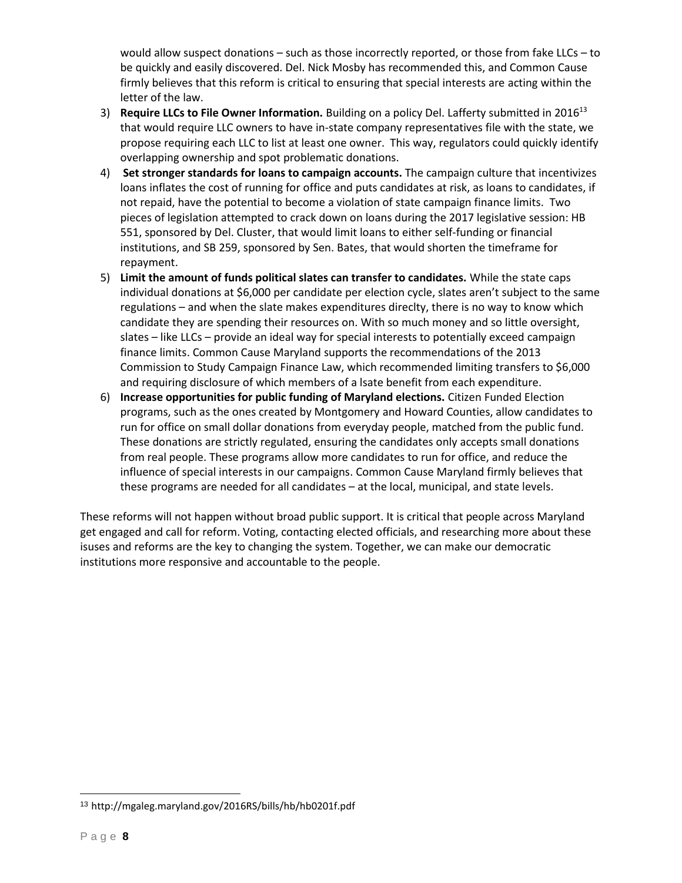would allow suspect donations – such as those incorrectly reported, or those from fake LLCs – to be quickly and easily discovered. Del. Nick Mosby has recommended this, and Common Cause firmly believes that this reform is critical to ensuring that special interests are acting within the letter of the law.

3) **Require LLCs to File Owner Information.** Building on a policy Del. Lafferty submitted in 2016[13] that would require LLC owners to have in-state company representatives file with the state, we propose requiring each LLC to list at least one owner. This way, regulators could quickly identify overlapping ownership and spot problematic donations.
4) **Set stronger standards for loans to campaign accounts.** The campaign culture that incentivizes loans inflates the cost of running for office and puts candidates at risk, as loans to candidates, if not repaid, have the potential to become a violation of state campaign finance limits. Two pieces of legislation attempted to crack down on loans during the 2017 legislative session: HB 551, sponsored by Del. Cluster, that would limit loans to either self-funding or financial institutions, and SB 259, sponsored by Sen. Bates, that would shorten the timeframe for repayment.
5) **Limit the amount of funds political slates can transfer to candidates.** While the state caps individual donations at $6,000 per candidate per election cycle, slates aren't subject to the same regulations – and when the slate makes expenditures direclty, there is no way to know which candidate they are spending their resources on. With so much money and so little oversight, slates – like LLCs – provide an ideal way for special interests to potentially exceed campaign finance limits. Common Cause Maryland supports the recommendations of the 2013 Commission to Study Campaign Finance Law, which recommended limiting transfers to $6,000 and requiring disclosure of which members of a lsate benefit from each expenditure.
6) **Increase opportunities for public funding of Maryland elections.** Citizen Funded Election programs, such as the ones created by Montgomery and Howard Counties, allow candidates to run for office on small dollar donations from everyday people, matched from the public fund. These donations are strictly regulated, ensuring the candidates only accepts small donations from real people. These programs allow more candidates to run for office, and reduce the influence of special interests in our campaigns. Common Cause Maryland firmly believes that these programs are needed for all candidates – at the local, municipal, and state levels.

These reforms will not happen without broad public support. It is critical that people across Maryland get engaged and call for reform. Voting, contacting elected officials, and researching more about these isuses and reforms are the key to changing the system. Together, we can make our democratic institutions more responsive and accountable to the people.

[13] http://mgaleg.maryland.gov/2016RS/bills/hb/hb0201f.pdf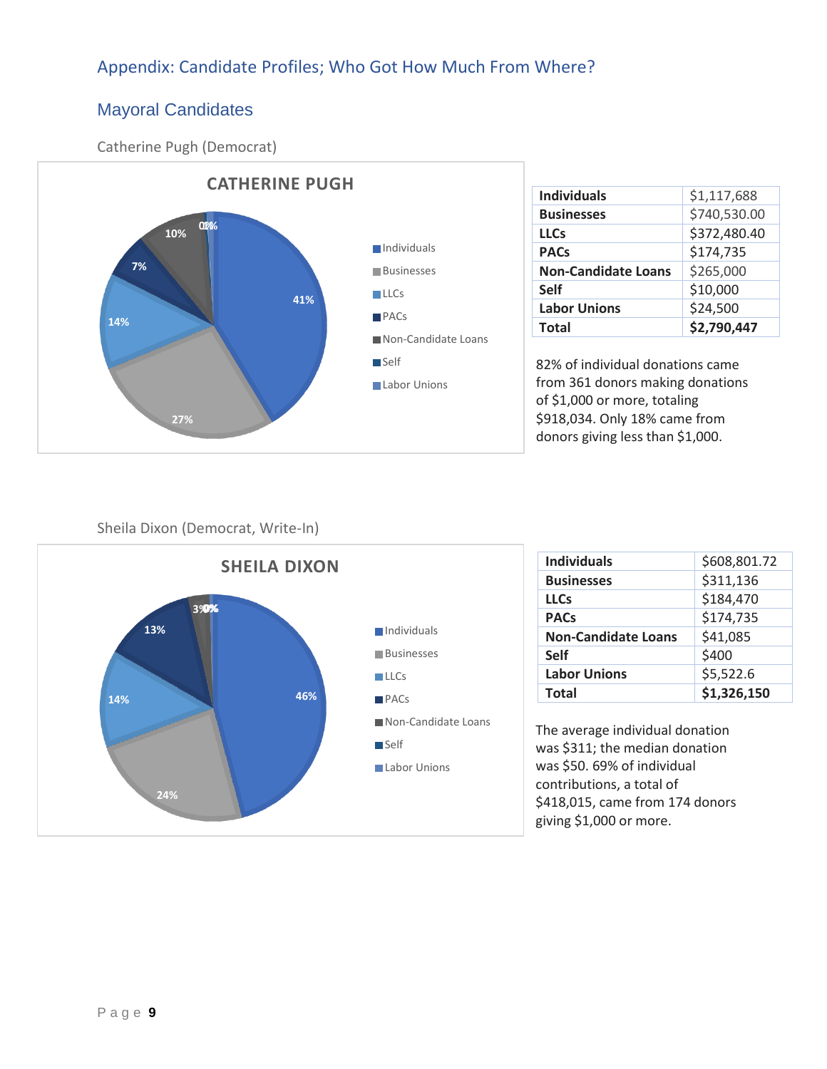## Appendix: Candidate Profiles; Who Got How Much From Where?

### Mayoral Candidates

Catherine Pugh (Democrat)

| Individuals | $1,117,688 |
|---|---|
| Businesses | $740,530.00 |
| LLCs | $372,480.40 |
| PACs | $174,735 |
| Non-Candidate Loans | $265,000 |
| Self | $10,000 |
| Labor Unions | $24,500 |
| **Total** | **$2,790,447** |

82% of individual donations came from 361 donors making donations of $1,000 or more, totaling $918,034. Only 18% came from donors giving less than $1,000.

Sheila Dixon (Democrat, Write-In)

| Individuals | $608,801.72 |
|---|---|
| Businesses | $311,136 |
| LLCs | $184,470 |
| PACs | $174,735 |
| Non-Candidate Loans | $41,085 |
| Self | $400 |
| Labor Unions | $5,522.6 |
| **Total** | **$1,326,150** |

The average individual donation was $311; the median donation was $50. 69% of individual contributions, a total of $418,015, came from 174 donors giving $1,000 or more.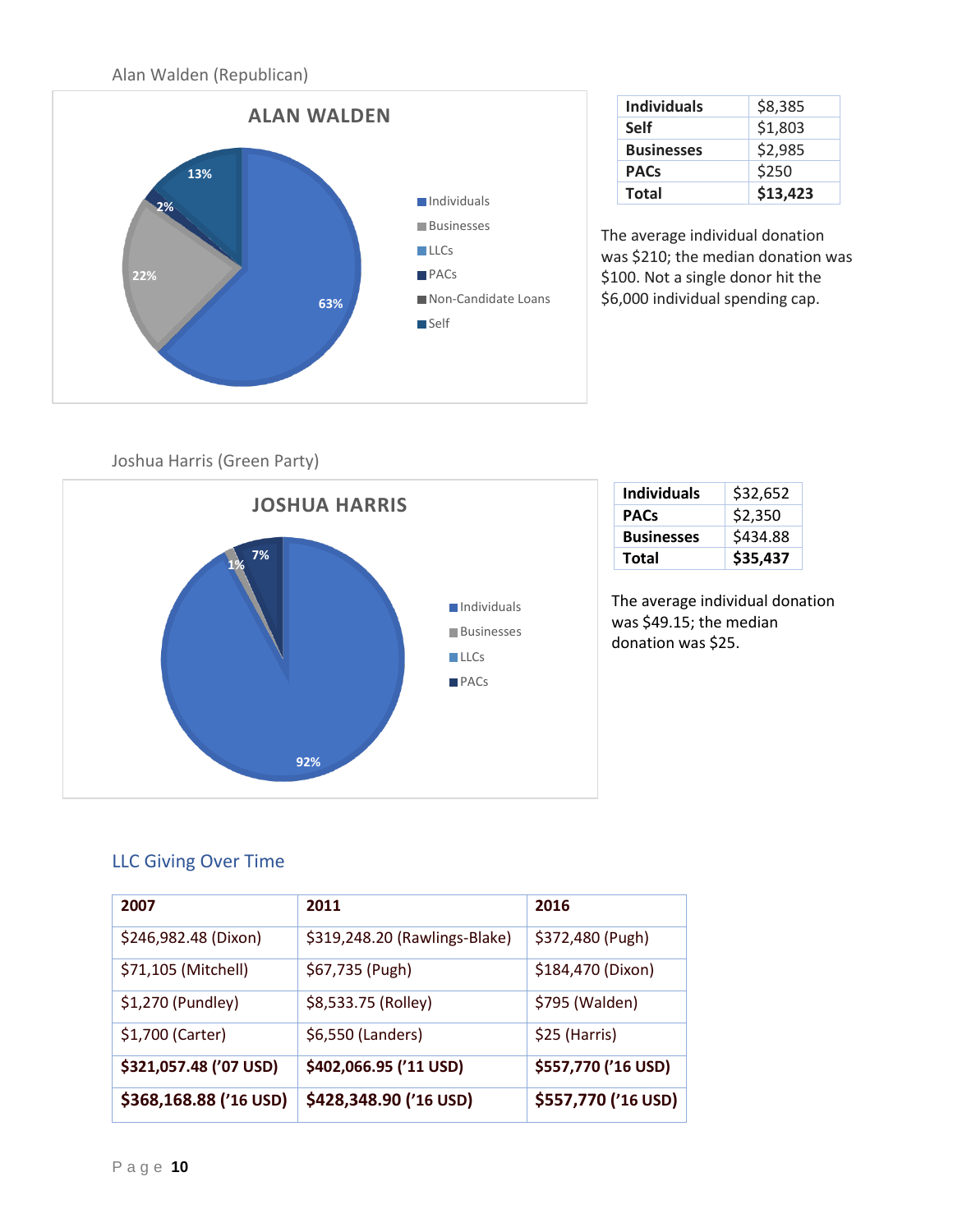Alan Walden (Republican)

| Individuals | $8,385 |
|---|---|
| Self | $1,803 |
| Businesses | $2,985 |
| PACs | $250 |
| **Total** | **$13,423** |

The average individual donation was $210; the median donation was $100. Not a single donor hit the $6,000 individual spending cap.

Joshua Harris (Green Party)

| Individuals | $32,652 |
|---|---|
| PACs | $2,350 |
| Businesses | $434.88 |
| **Total** | **$35,437** |

The average individual donation was $49.15; the median donation was $25.

## LLC Giving Over Time

| 2007 | 2011 | 2016 |
|---|---|---|
| $246,982.48 (Dixon) | $319,248.20 (Rawlings-Blake) | $372,480 (Pugh) |
| $71,105 (Mitchell) | $67,735 (Pugh) | $184,470 (Dixon) |
| $1,270 (Pundley) | $8,533.75 (Rolley) | $795 (Walden) |
| $1,700 (Carter) | $6,550 (Landers) | $25 (Harris) |
| **$321,057.48 ('07 USD)** | **$402,066.95 ('11 USD)** | **$557,770 ('16 USD)** |
| **$368,168.88 ('16 USD)** | **$428,348.90 ('16 USD)** | **$557,770 ('16 USD)** |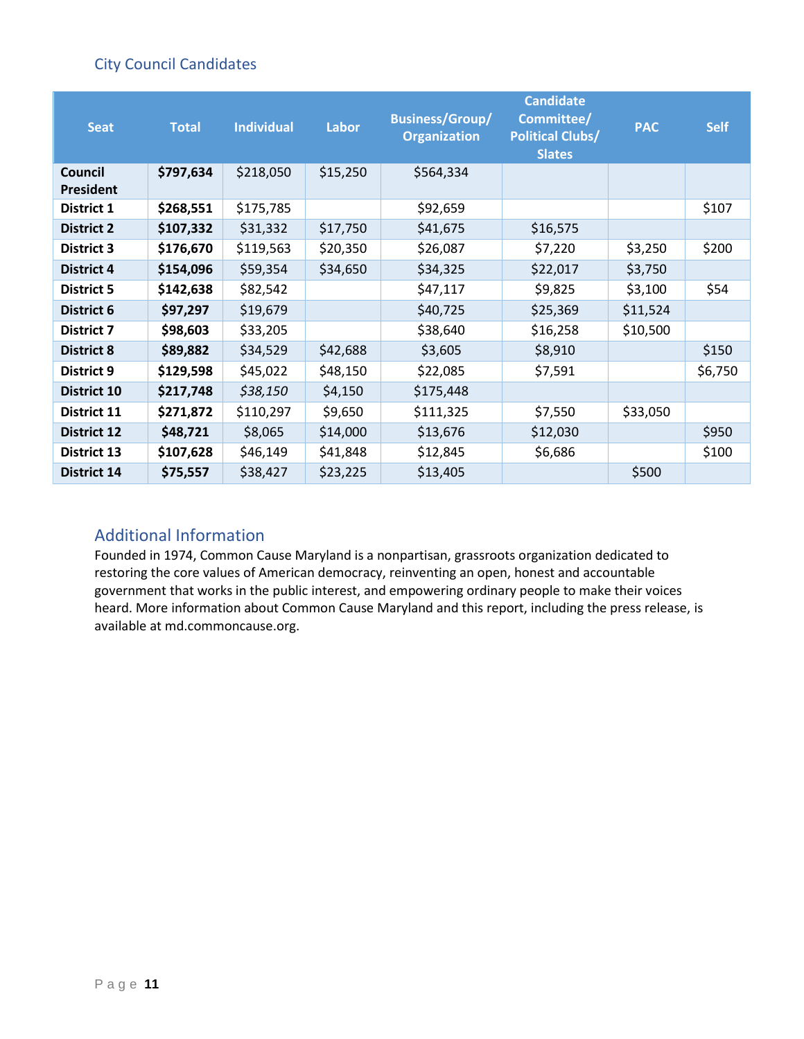### City Council Candidates

| Seat | Total | Individual | Labor | Business/Group/ Organization | Candidate Committee/ Political Clubs/ Slates | PAC | Self |
|---|---|---|---|---|---|---|---|
| **Council President** | **$797,634** | $218,050 | $15,250 | $564,334 | | | |
| **District 1** | **$268,551** | $175,785 | | $92,659 | | | $107 |
| **District 2** | **$107,332** | $31,332 | $17,750 | $41,675 | $16,575 | | |
| **District 3** | **$176,670** | $119,563 | $20,350 | $26,087 | $7,220 | $3,250 | $200 |
| **District 4** | **$154,096** | $59,354 | $34,650 | $34,325 | $22,017 | $3,750 | |
| **District 5** | **$142,638** | $82,542 | | $47,117 | $9,825 | $3,100 | $54 |
| **District 6** | **$97,297** | $19,679 | | $40,725 | $25,369 | $11,524 | |
| **District 7** | **$98,603** | $33,205 | | $38,640 | $16,258 | $10,500 | |
| **District 8** | **$89,882** | $34,529 | $42,688 | $3,605 | $8,910 | | $150 |
| **District 9** | **$129,598** | $45,022 | $48,150 | $22,085 | $7,591 | | $6,750 |
| **District 10** | **$217,748** | *$38,150* | $4,150 | $175,448 | | | |
| **District 11** | **$271,872** | $110,297 | $9,650 | $111,325 | $7,550 | $33,050 | |
| **District 12** | **$48,721** | $8,065 | $14,000 | $13,676 | $12,030 | | $950 |
| **District 13** | **$107,628** | $46,149 | $41,848 | $12,845 | $6,686 | | $100 |
| **District 14** | **$75,557** | $38,427 | $23,225 | $13,405 | | $500 | |

## Additional Information

Founded in 1974, Common Cause Maryland is a nonpartisan, grassroots organization dedicated to restoring the core values of American democracy, reinventing an open, honest and accountable government that works in the public interest, and empowering ordinary people to make their voices heard. More information about Common Cause Maryland and this report, including the press release, is available at md.commoncause.org.